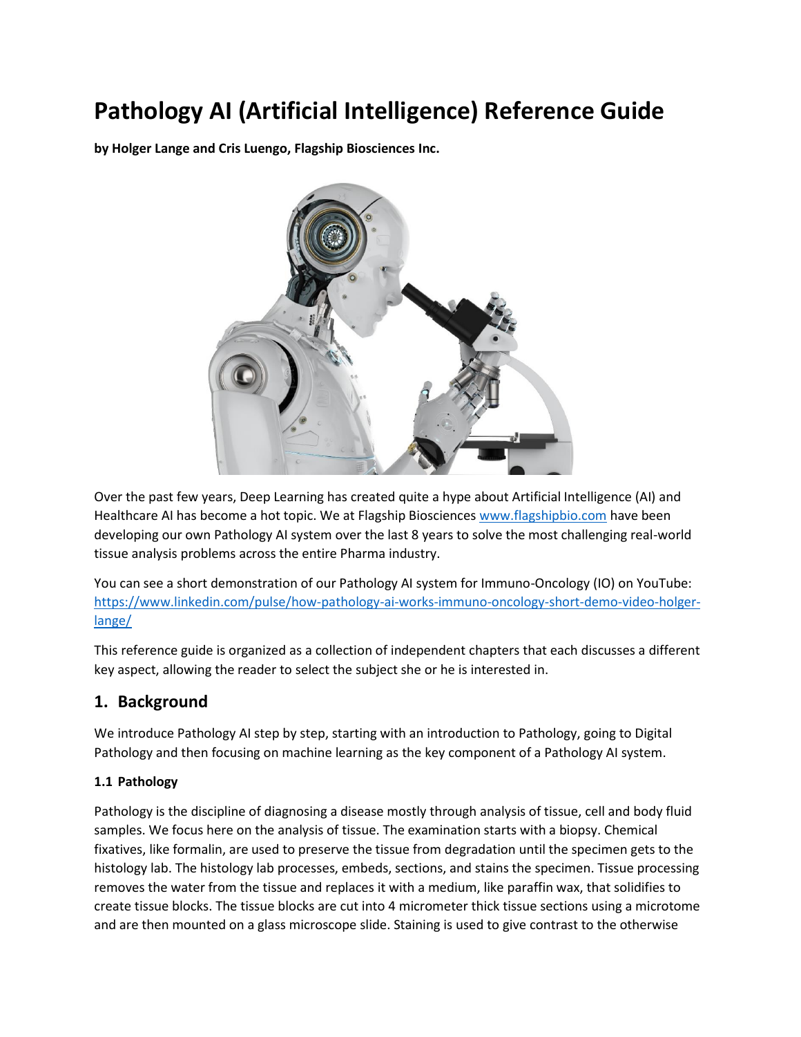# Pathology AI (Artificial Intelligence) Reference Guide

**by Holger Lange and Cris Luengo, Flagship Biosciences Inc.**

Over the past few years, Deep Learning has created quite a hype about Artificial Intelligence (AI) and Healthcare AI has become a hot topic. We at Flagship Biosciences [www.flagshipbio.com](http://www.flagshipbio.com) have been developing our own Pathology AI system over the last 8 years to solve the most challenging real-world tissue analysis problems across the entire Pharma industry.

You can see a short demonstration of our Pathology AI system for Immuno-Oncology (IO) on YouTube: [https://www.linkedin.com/pulse/how-pathology-ai-works-immuno-oncology-short-demo-video-holger-lange/](https://www.linkedin.com/pulse/how-pathology-ai-works-immuno-oncology-short-demo-video-holger-lange/)

This reference guide is organized as a collection of independent chapters that each discusses a different key aspect, allowing the reader to select the subject she or he is interested in.

## 1. Background

We introduce Pathology AI step by step, starting with an introduction to Pathology, going to Digital Pathology and then focusing on machine learning as the key component of a Pathology AI system.

### 1.1 Pathology

Pathology is the discipline of diagnosing a disease mostly through analysis of tissue, cell and body fluid samples. We focus here on the analysis of tissue. The examination starts with a biopsy. Chemical fixatives, like formalin, are used to preserve the tissue from degradation until the specimen gets to the histology lab. The histology lab processes, embeds, sections, and stains the specimen. Tissue processing removes the water from the tissue and replaces it with a medium, like paraffin wax, that solidifies to create tissue blocks. The tissue blocks are cut into 4 micrometer thick tissue sections using a microtome and are then mounted on a glass microscope slide. Staining is used to give contrast to the otherwise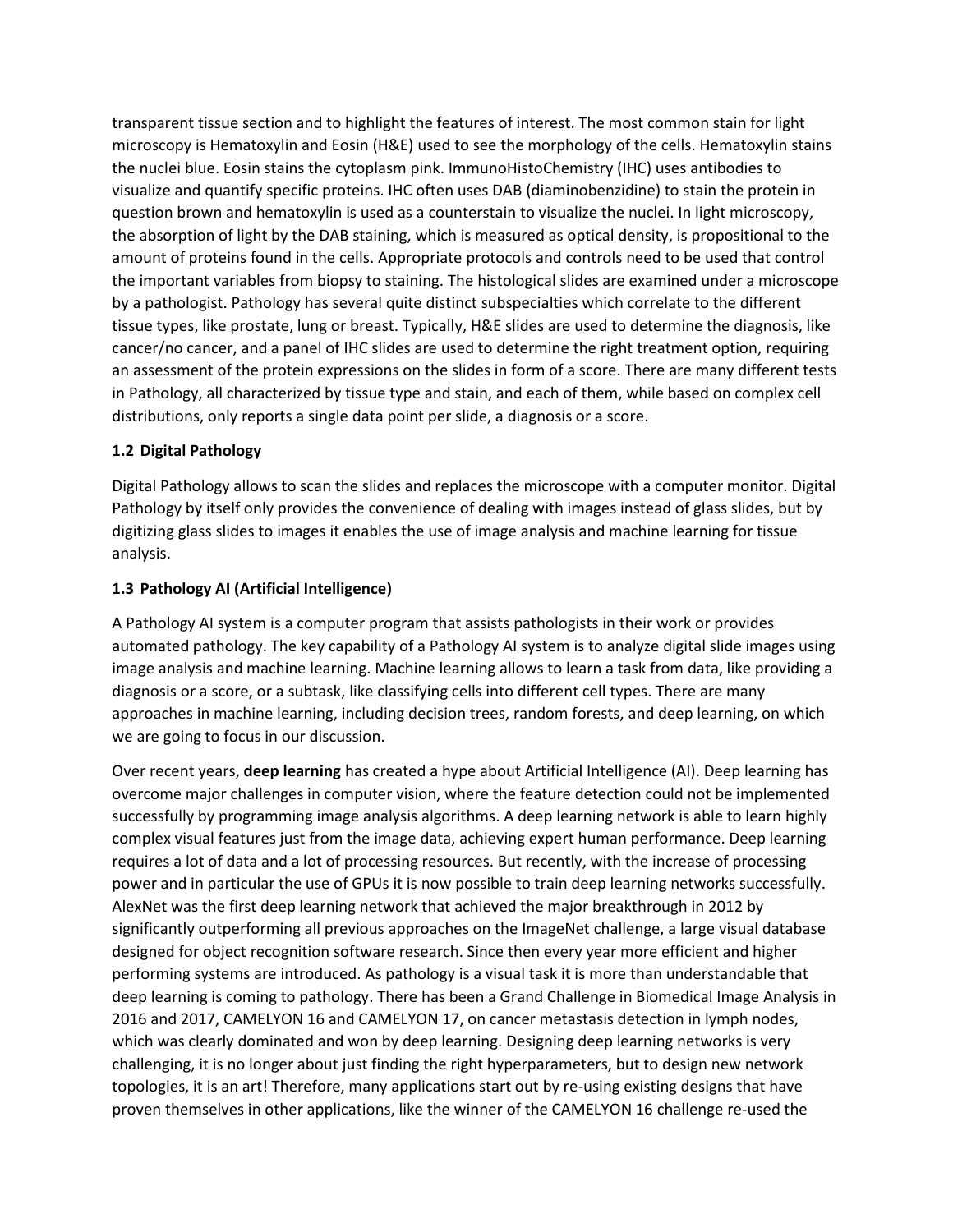transparent tissue section and to highlight the features of interest. The most common stain for light microscopy is Hematoxylin and Eosin (H&E) used to see the morphology of the cells. Hematoxylin stains the nuclei blue. Eosin stains the cytoplasm pink. ImmunoHistoChemistry (IHC) uses antibodies to visualize and quantify specific proteins. IHC often uses DAB (diaminobenzidine) to stain the protein in question brown and hematoxylin is used as a counterstain to visualize the nuclei. In light microscopy, the absorption of light by the DAB staining, which is measured as optical density, is propositional to the amount of proteins found in the cells. Appropriate protocols and controls need to be used that control the important variables from biopsy to staining. The histological slides are examined under a microscope by a pathologist. Pathology has several quite distinct subspecialties which correlate to the different tissue types, like prostate, lung or breast. Typically, H&E slides are used to determine the diagnosis, like cancer/no cancer, and a panel of IHC slides are used to determine the right treatment option, requiring an assessment of the protein expressions on the slides in form of a score. There are many different tests in Pathology, all characterized by tissue type and stain, and each of them, while based on complex cell distributions, only reports a single data point per slide, a diagnosis or a score.

### 1.2 Digital Pathology

Digital Pathology allows to scan the slides and replaces the microscope with a computer monitor. Digital Pathology by itself only provides the convenience of dealing with images instead of glass slides, but by digitizing glass slides to images it enables the use of image analysis and machine learning for tissue analysis.

### 1.3 Pathology AI (Artificial Intelligence)

A Pathology AI system is a computer program that assists pathologists in their work or provides automated pathology. The key capability of a Pathology AI system is to analyze digital slide images using image analysis and machine learning. Machine learning allows to learn a task from data, like providing a diagnosis or a score, or a subtask, like classifying cells into different cell types. There are many approaches in machine learning, including decision trees, random forests, and deep learning, on which we are going to focus in our discussion.

Over recent years, **deep learning** has created a hype about Artificial Intelligence (AI). Deep learning has overcome major challenges in computer vision, where the feature detection could not be implemented successfully by programming image analysis algorithms. A deep learning network is able to learn highly complex visual features just from the image data, achieving expert human performance. Deep learning requires a lot of data and a lot of processing resources. But recently, with the increase of processing power and in particular the use of GPUs it is now possible to train deep learning networks successfully. AlexNet was the first deep learning network that achieved the major breakthrough in 2012 by significantly outperforming all previous approaches on the ImageNet challenge, a large visual database designed for object recognition software research. Since then every year more efficient and higher performing systems are introduced. As pathology is a visual task it is more than understandable that deep learning is coming to pathology. There has been a Grand Challenge in Biomedical Image Analysis in 2016 and 2017, CAMELYON 16 and CAMELYON 17, on cancer metastasis detection in lymph nodes, which was clearly dominated and won by deep learning. Designing deep learning networks is very challenging, it is no longer about just finding the right hyperparameters, but to design new network topologies, it is an art! Therefore, many applications start out by re-using existing designs that have proven themselves in other applications, like the winner of the CAMELYON 16 challenge re-used the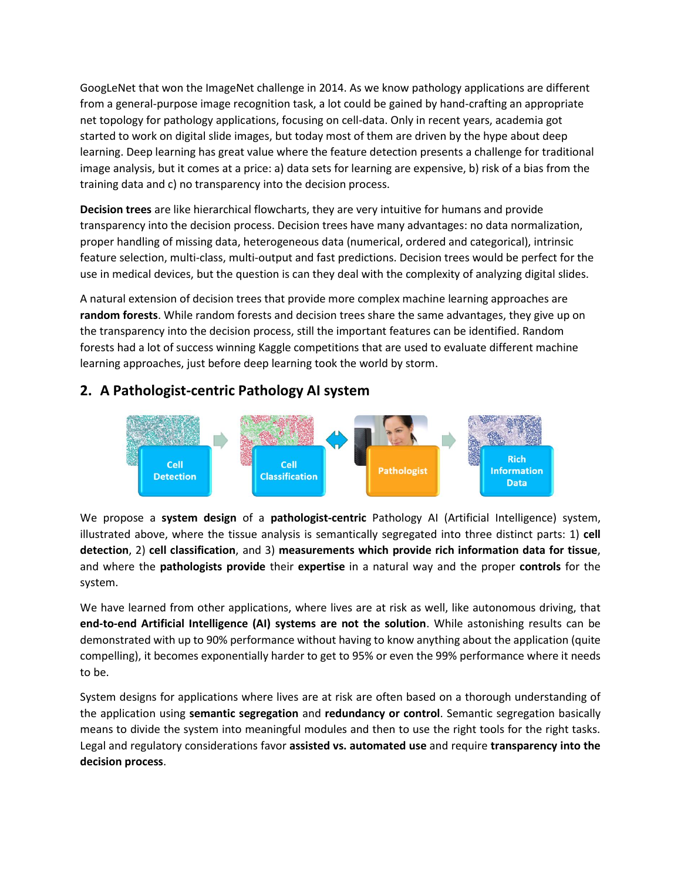GoogLeNet that won the ImageNet challenge in 2014. As we know pathology applications are different from a general-purpose image recognition task, a lot could be gained by hand-crafting an appropriate net topology for pathology applications, focusing on cell-data. Only in recent years, academia got started to work on digital slide images, but today most of them are driven by the hype about deep learning. Deep learning has great value where the feature detection presents a challenge for traditional image analysis, but it comes at a price: a) data sets for learning are expensive, b) risk of a bias from the training data and c) no transparency into the decision process.

**Decision trees** are like hierarchical flowcharts, they are very intuitive for humans and provide transparency into the decision process. Decision trees have many advantages: no data normalization, proper handling of missing data, heterogeneous data (numerical, ordered and categorical), intrinsic feature selection, multi-class, multi-output and fast predictions. Decision trees would be perfect for the use in medical devices, but the question is can they deal with the complexity of analyzing digital slides.

A natural extension of decision trees that provide more complex machine learning approaches are **random forests**. While random forests and decision trees share the same advantages, they give up on the transparency into the decision process, still the important features can be identified. Random forests had a lot of success winning Kaggle competitions that are used to evaluate different machine learning approaches, just before deep learning took the world by storm.

## 2. A Pathologist-centric Pathology AI system

We propose a **system design** of a **pathologist-centric** Pathology AI (Artificial Intelligence) system, illustrated above, where the tissue analysis is semantically segregated into three distinct parts: 1) **cell detection**, 2) **cell classification**, and 3) **measurements which provide rich information data for tissue**, and where the **pathologists provide** their **expertise** in a natural way and the proper **controls** for the system.

We have learned from other applications, where lives are at risk as well, like autonomous driving, that **end-to-end Artificial Intelligence (AI) systems are not the solution**. While astonishing results can be demonstrated with up to 90% performance without having to know anything about the application (quite compelling), it becomes exponentially harder to get to 95% or even the 99% performance where it needs to be.

System designs for applications where lives are at risk are often based on a thorough understanding of the application using **semantic segregation** and **redundancy or control**. Semantic segregation basically means to divide the system into meaningful modules and then to use the right tools for the right tasks. Legal and regulatory considerations favor **assisted vs. automated use** and require **transparency into the decision process**.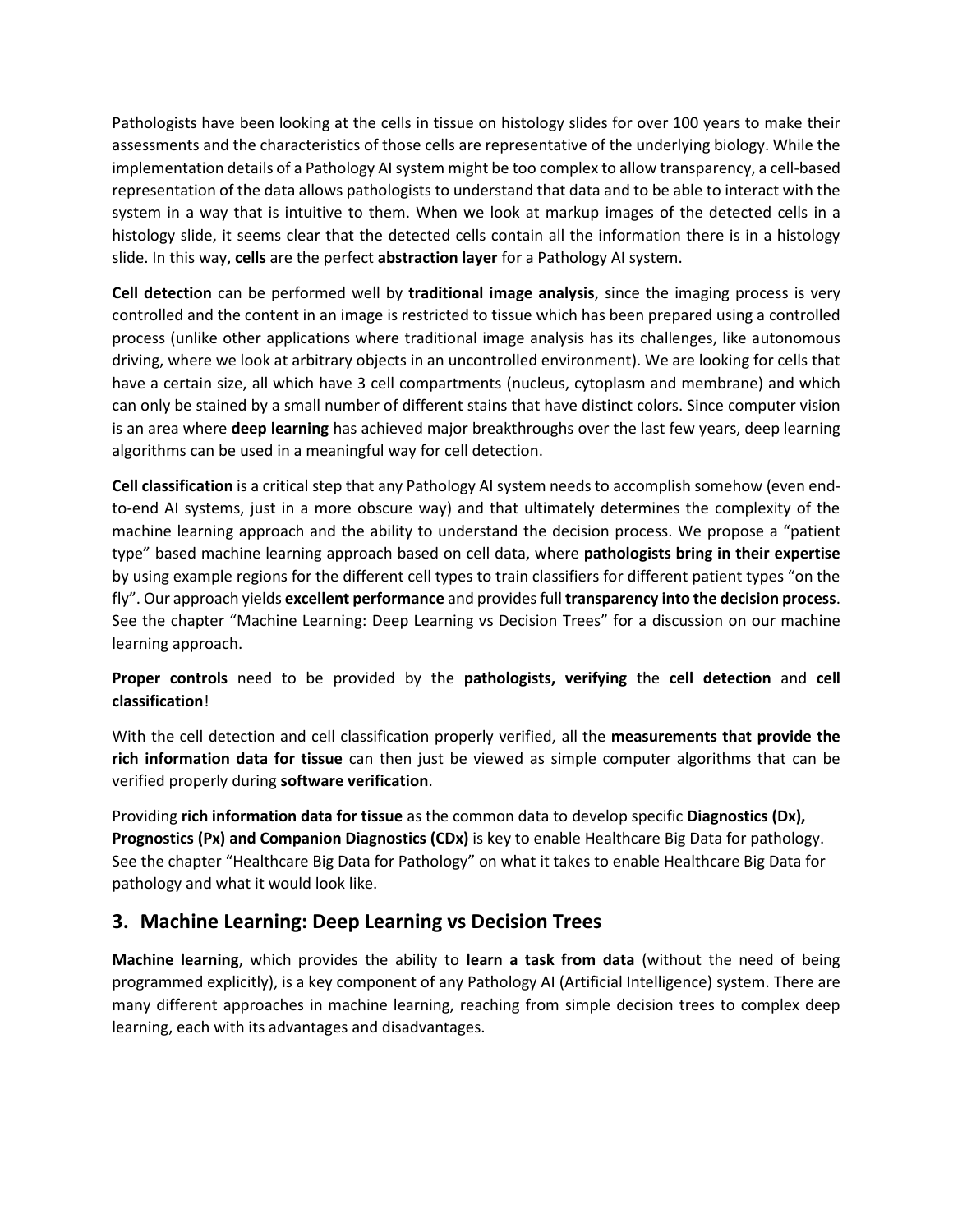Pathologists have been looking at the cells in tissue on histology slides for over 100 years to make their assessments and the characteristics of those cells are representative of the underlying biology. While the implementation details of a Pathology AI system might be too complex to allow transparency, a cell-based representation of the data allows pathologists to understand that data and to be able to interact with the system in a way that is intuitive to them. When we look at markup images of the detected cells in a histology slide, it seems clear that the detected cells contain all the information there is in a histology slide. In this way, **cells** are the perfect **abstraction layer** for a Pathology AI system.

**Cell detection** can be performed well by **traditional image analysis**, since the imaging process is very controlled and the content in an image is restricted to tissue which has been prepared using a controlled process (unlike other applications where traditional image analysis has its challenges, like autonomous driving, where we look at arbitrary objects in an uncontrolled environment). We are looking for cells that have a certain size, all which have 3 cell compartments (nucleus, cytoplasm and membrane) and which can only be stained by a small number of different stains that have distinct colors. Since computer vision is an area where **deep learning** has achieved major breakthroughs over the last few years, deep learning algorithms can be used in a meaningful way for cell detection.

**Cell classification** is a critical step that any Pathology AI system needs to accomplish somehow (even end-to-end AI systems, just in a more obscure way) and that ultimately determines the complexity of the machine learning approach and the ability to understand the decision process. We propose a "patient type" based machine learning approach based on cell data, where **pathologists bring in their expertise** by using example regions for the different cell types to train classifiers for different patient types "on the fly". Our approach yields **excellent performance** and provides full **transparency into the decision process**. See the chapter "Machine Learning: Deep Learning vs Decision Trees" for a discussion on our machine learning approach.

**Proper controls** need to be provided by the **pathologists, verifying** the **cell detection** and **cell classification**!

With the cell detection and cell classification properly verified, all the **measurements that provide the rich information data for tissue** can then just be viewed as simple computer algorithms that can be verified properly during **software verification**.

Providing **rich information data for tissue** as the common data to develop specific **Diagnostics (Dx), Prognostics (Px) and Companion Diagnostics (CDx)** is key to enable Healthcare Big Data for pathology. See the chapter "Healthcare Big Data for Pathology" on what it takes to enable Healthcare Big Data for pathology and what it would look like.

## 3. Machine Learning: Deep Learning vs Decision Trees

**Machine learning**, which provides the ability to **learn a task from data** (without the need of being programmed explicitly), is a key component of any Pathology AI (Artificial Intelligence) system. There are many different approaches in machine learning, reaching from simple decision trees to complex deep learning, each with its advantages and disadvantages.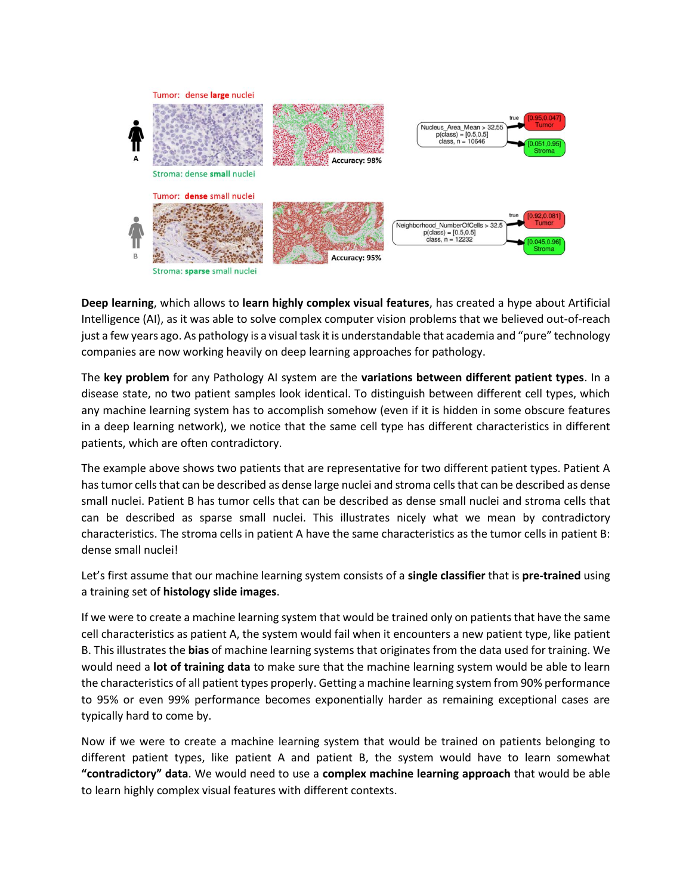**Deep learning**, which allows to **learn highly complex visual features**, has created a hype about Artificial Intelligence (AI), as it was able to solve complex computer vision problems that we believed out-of-reach just a few years ago. As pathology is a visual task it is understandable that academia and "pure" technology companies are now working heavily on deep learning approaches for pathology.

The **key problem** for any Pathology AI system are the **variations between different patient types**. In a disease state, no two patient samples look identical. To distinguish between different cell types, which any machine learning system has to accomplish somehow (even if it is hidden in some obscure features in a deep learning network), we notice that the same cell type has different characteristics in different patients, which are often contradictory.

The example above shows two patients that are representative for two different patient types. Patient A has tumor cells that can be described as dense large nuclei and stroma cells that can be described as dense small nuclei. Patient B has tumor cells that can be described as dense small nuclei and stroma cells that can be described as sparse small nuclei. This illustrates nicely what we mean by contradictory characteristics. The stroma cells in patient A have the same characteristics as the tumor cells in patient B: dense small nuclei!

Let's first assume that our machine learning system consists of a **single classifier** that is **pre-trained** using a training set of **histology slide images**.

If we were to create a machine learning system that would be trained only on patients that have the same cell characteristics as patient A, the system would fail when it encounters a new patient type, like patient B. This illustrates the **bias** of machine learning systems that originates from the data used for training. We would need a **lot of training data** to make sure that the machine learning system would be able to learn the characteristics of all patient types properly. Getting a machine learning system from 90% performance to 95% or even 99% performance becomes exponentially harder as remaining exceptional cases are typically hard to come by.

Now if we were to create a machine learning system that would be trained on patients belonging to different patient types, like patient A and patient B, the system would have to learn somewhat **"contradictory" data**. We would need to use a **complex machine learning approach** that would be able to learn highly complex visual features with different contexts.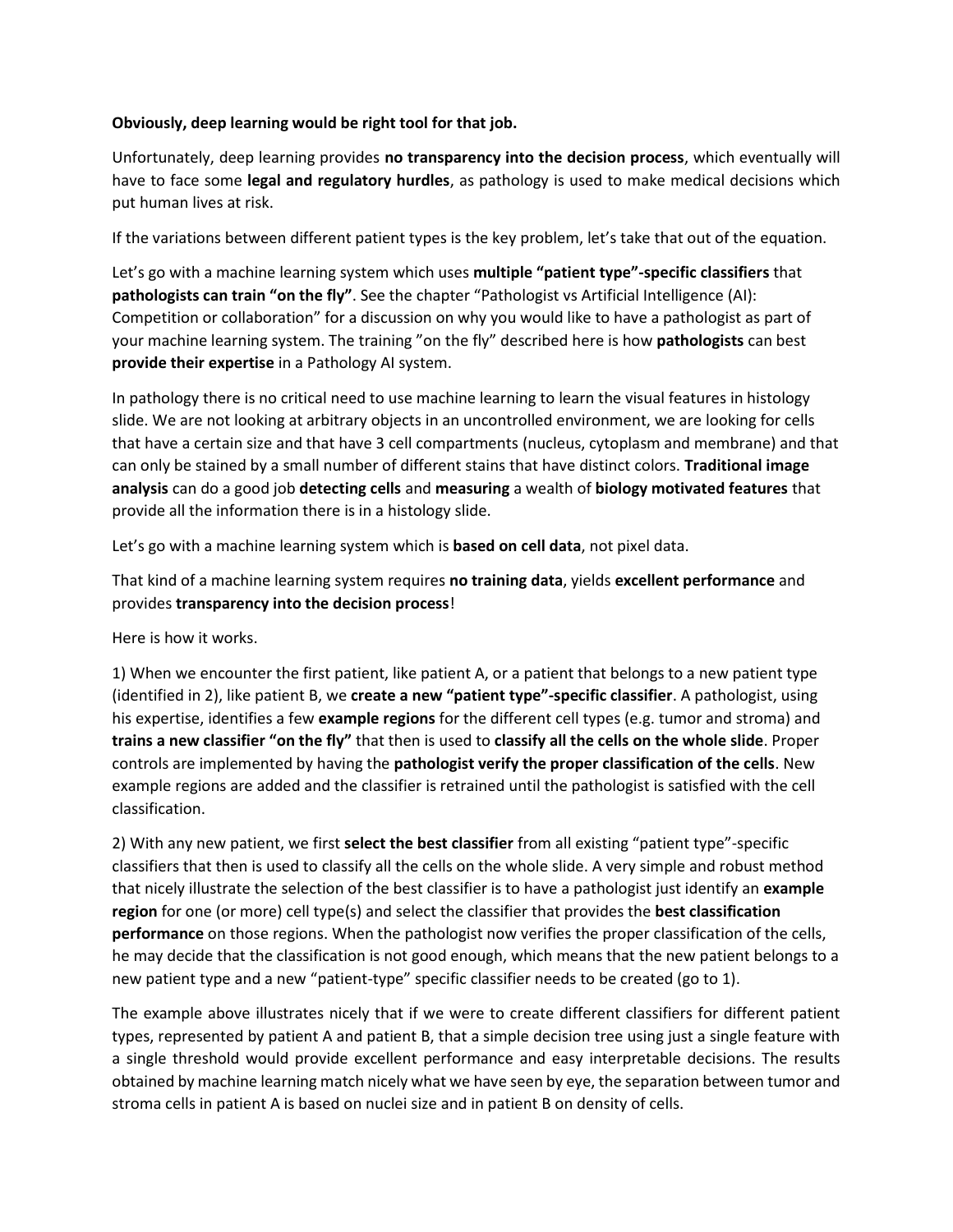**Obviously, deep learning would be right tool for that job.**

Unfortunately, deep learning provides **no transparency into the decision process**, which eventually will have to face some **legal and regulatory hurdles**, as pathology is used to make medical decisions which put human lives at risk.

If the variations between different patient types is the key problem, let's take that out of the equation.

Let's go with a machine learning system which uses **multiple "patient type"-specific classifiers** that **pathologists can train "on the fly"**. See the chapter "Pathologist vs Artificial Intelligence (AI): Competition or collaboration" for a discussion on why you would like to have a pathologist as part of your machine learning system. The training "on the fly" described here is how **pathologists** can best **provide their expertise** in a Pathology AI system.

In pathology there is no critical need to use machine learning to learn the visual features in histology slide. We are not looking at arbitrary objects in an uncontrolled environment, we are looking for cells that have a certain size and that have 3 cell compartments (nucleus, cytoplasm and membrane) and that can only be stained by a small number of different stains that have distinct colors. **Traditional image analysis** can do a good job **detecting cells** and **measuring** a wealth of **biology motivated features** that provide all the information there is in a histology slide.

Let's go with a machine learning system which is **based on cell data**, not pixel data.

That kind of a machine learning system requires **no training data**, yields **excellent performance** and provides **transparency into the decision process**!

Here is how it works.

1) When we encounter the first patient, like patient A, or a patient that belongs to a new patient type (identified in 2), like patient B, we **create a new "patient type"-specific classifier**. A pathologist, using his expertise, identifies a few **example regions** for the different cell types (e.g. tumor and stroma) and **trains a new classifier "on the fly"** that then is used to **classify all the cells on the whole slide**. Proper controls are implemented by having the **pathologist verify the proper classification of the cells**. New example regions are added and the classifier is retrained until the pathologist is satisfied with the cell classification.

2) With any new patient, we first **select the best classifier** from all existing "patient type"-specific classifiers that then is used to classify all the cells on the whole slide. A very simple and robust method that nicely illustrate the selection of the best classifier is to have a pathologist just identify an **example region** for one (or more) cell type(s) and select the classifier that provides the **best classification performance** on those regions. When the pathologist now verifies the proper classification of the cells, he may decide that the classification is not good enough, which means that the new patient belongs to a new patient type and a new "patient-type" specific classifier needs to be created (go to 1).

The example above illustrates nicely that if we were to create different classifiers for different patient types, represented by patient A and patient B, that a simple decision tree using just a single feature with a single threshold would provide excellent performance and easy interpretable decisions. The results obtained by machine learning match nicely what we have seen by eye, the separation between tumor and stroma cells in patient A is based on nuclei size and in patient B on density of cells.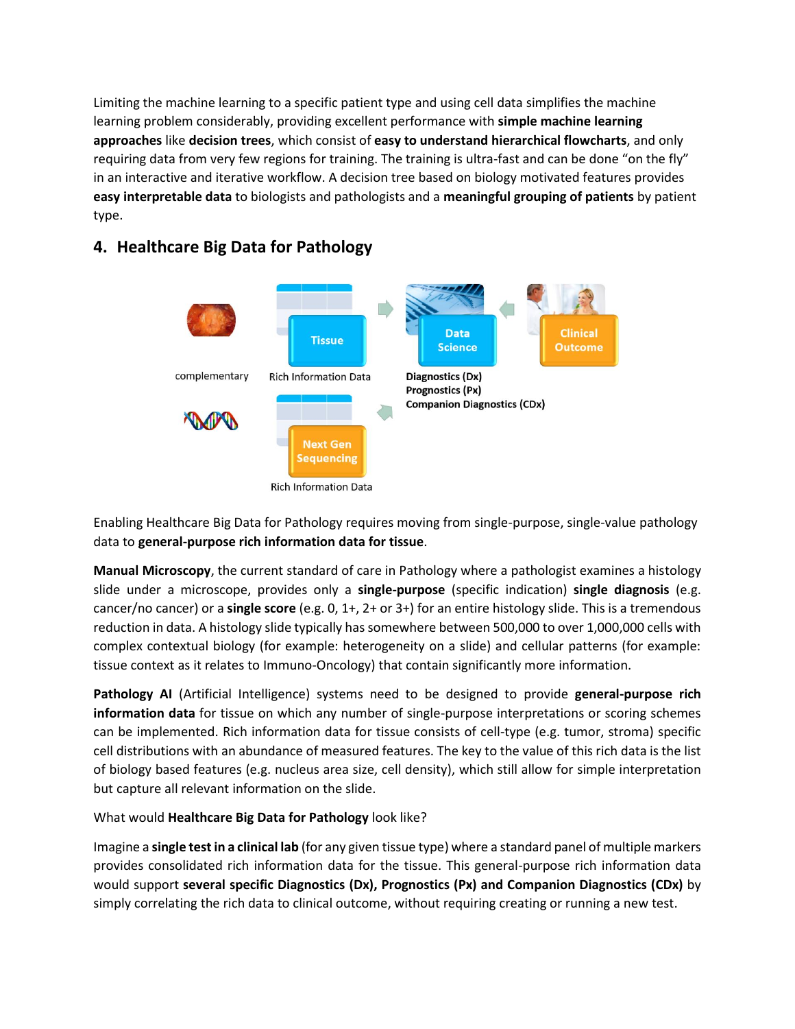Limiting the machine learning to a specific patient type and using cell data simplifies the machine learning problem considerably, providing excellent performance with **simple machine learning approaches** like **decision trees**, which consist of **easy to understand hierarchical flowcharts**, and only requiring data from very few regions for training. The training is ultra-fast and can be done "on the fly" in an interactive and iterative workflow. A decision tree based on biology motivated features provides **easy interpretable data** to biologists and pathologists and a **meaningful grouping of patients** by patient type.

## 4. Healthcare Big Data for Pathology

Enabling Healthcare Big Data for Pathology requires moving from single-purpose, single-value pathology data to **general-purpose rich information data for tissue**.

**Manual Microscopy**, the current standard of care in Pathology where a pathologist examines a histology slide under a microscope, provides only a **single-purpose** (specific indication) **single diagnosis** (e.g. cancer/no cancer) or a **single score** (e.g. 0, 1+, 2+ or 3+) for an entire histology slide. This is a tremendous reduction in data. A histology slide typically has somewhere between 500,000 to over 1,000,000 cells with complex contextual biology (for example: heterogeneity on a slide) and cellular patterns (for example: tissue context as it relates to Immuno-Oncology) that contain significantly more information.

**Pathology AI** (Artificial Intelligence) systems need to be designed to provide **general-purpose rich information data** for tissue on which any number of single-purpose interpretations or scoring schemes can be implemented. Rich information data for tissue consists of cell-type (e.g. tumor, stroma) specific cell distributions with an abundance of measured features. The key to the value of this rich data is the list of biology based features (e.g. nucleus area size, cell density), which still allow for simple interpretation but capture all relevant information on the slide.

What would **Healthcare Big Data for Pathology** look like?

Imagine a **single test in a clinical lab** (for any given tissue type) where a standard panel of multiple markers provides consolidated rich information data for the tissue. This general-purpose rich information data would support **several specific Diagnostics (Dx), Prognostics (Px) and Companion Diagnostics (CDx)** by simply correlating the rich data to clinical outcome, without requiring creating or running a new test.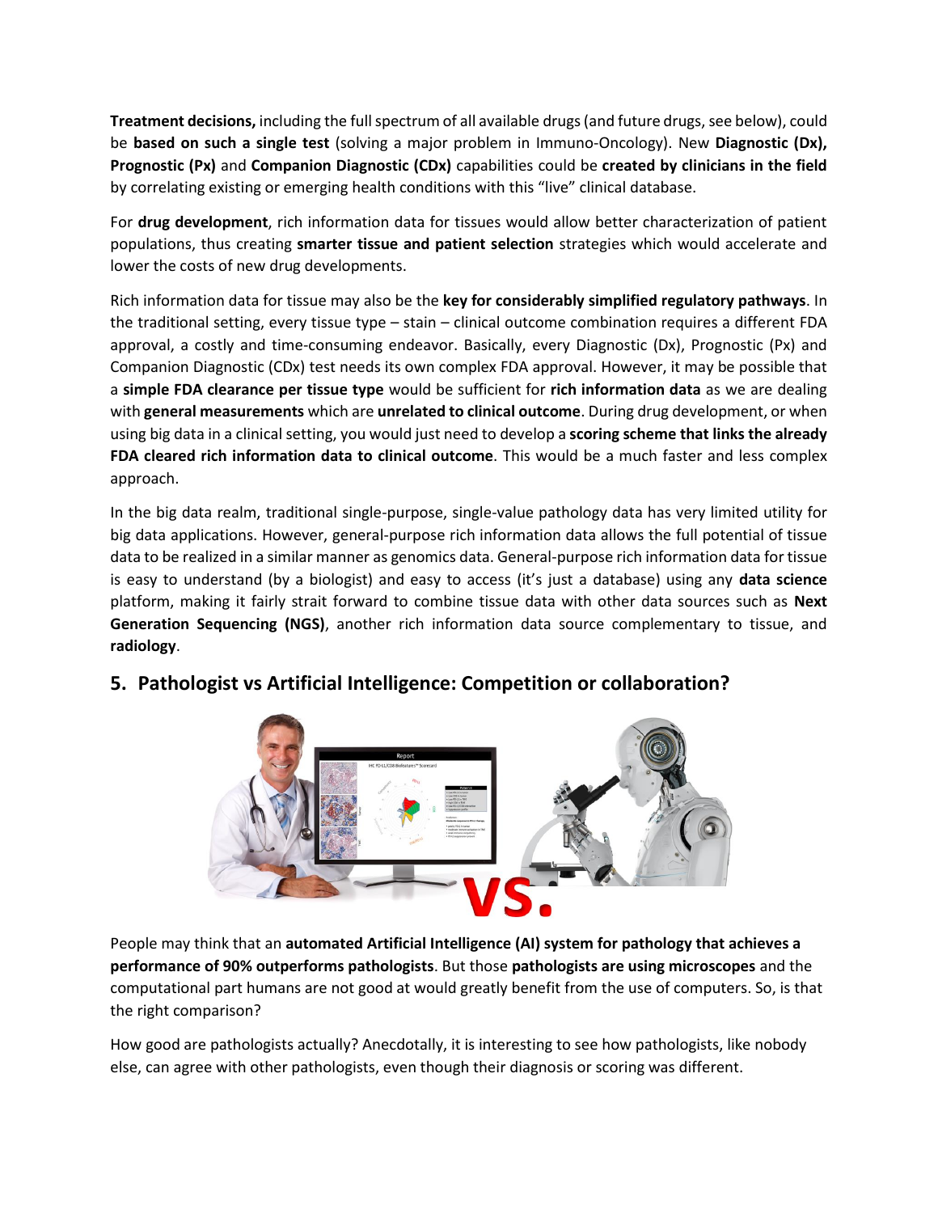**Treatment decisions,** including the full spectrum of all available drugs (and future drugs, see below), could be **based on such a single test** (solving a major problem in Immuno-Oncology). New **Diagnostic (Dx), Prognostic (Px)** and **Companion Diagnostic (CDx)** capabilities could be **created by clinicians in the field** by correlating existing or emerging health conditions with this "live" clinical database.

For **drug development**, rich information data for tissues would allow better characterization of patient populations, thus creating **smarter tissue and patient selection** strategies which would accelerate and lower the costs of new drug developments.

Rich information data for tissue may also be the **key for considerably simplified regulatory pathways**. In the traditional setting, every tissue type – stain – clinical outcome combination requires a different FDA approval, a costly and time-consuming endeavor. Basically, every Diagnostic (Dx), Prognostic (Px) and Companion Diagnostic (CDx) test needs its own complex FDA approval. However, it may be possible that a **simple FDA clearance per tissue type** would be sufficient for **rich information data** as we are dealing with **general measurements** which are **unrelated to clinical outcome**. During drug development, or when using big data in a clinical setting, you would just need to develop a **scoring scheme that links the already FDA cleared rich information data to clinical outcome**. This would be a much faster and less complex approach.

In the big data realm, traditional single-purpose, single-value pathology data has very limited utility for big data applications. However, general-purpose rich information data allows the full potential of tissue data to be realized in a similar manner as genomics data. General-purpose rich information data for tissue is easy to understand (by a biologist) and easy to access (it's just a database) using any **data science** platform, making it fairly strait forward to combine tissue data with other data sources such as **Next Generation Sequencing (NGS)**, another rich information data source complementary to tissue, and **radiology**.

## 5. Pathologist vs Artificial Intelligence: Competition or collaboration?

People may think that an **automated Artificial Intelligence (AI) system for pathology that achieves a performance of 90% outperforms pathologists**. But those **pathologists are using microscopes** and the computational part humans are not good at would greatly benefit from the use of computers. So, is that the right comparison?

How good are pathologists actually? Anecdotally, it is interesting to see how pathologists, like nobody else, can agree with other pathologists, even though their diagnosis or scoring was different.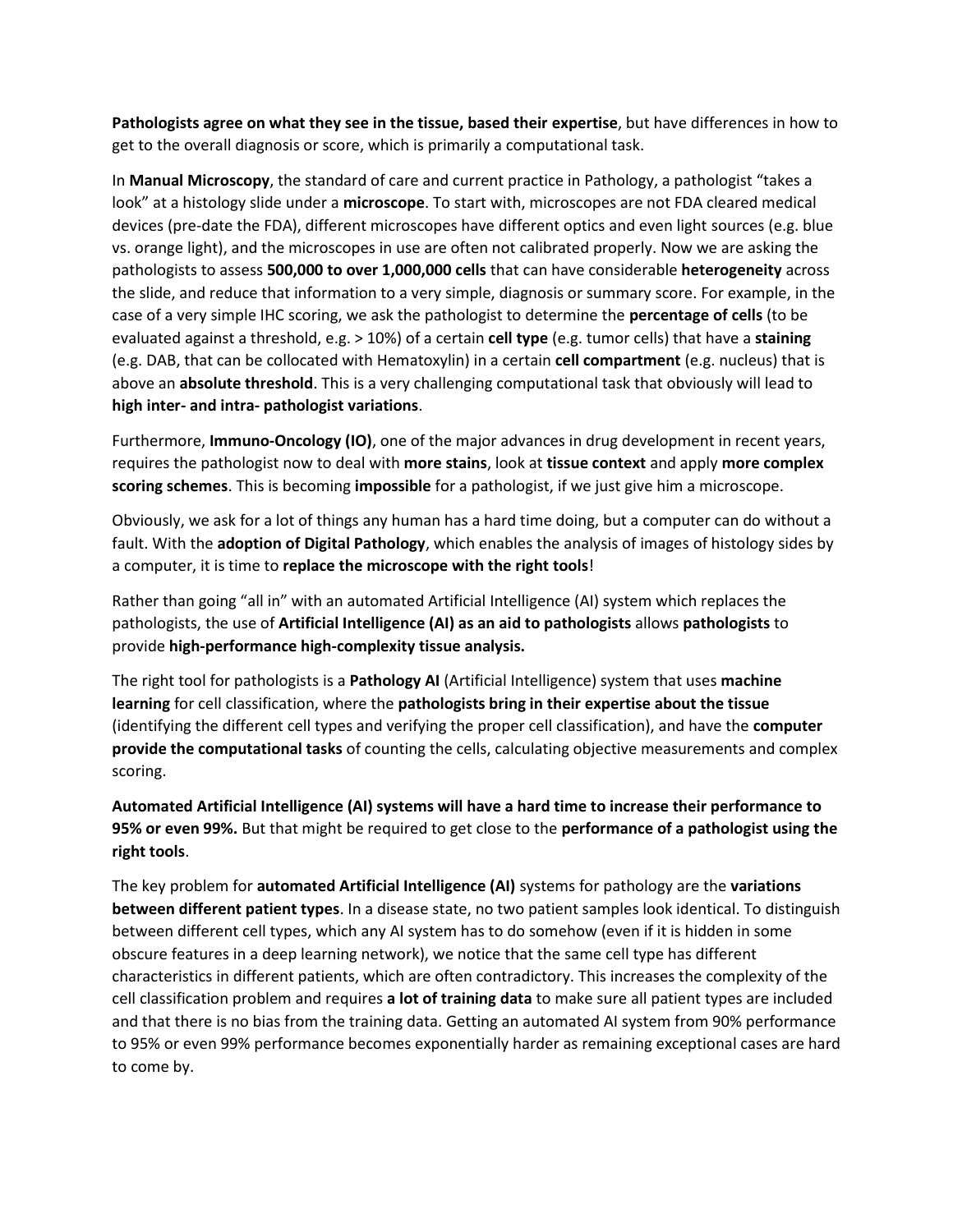**Pathologists agree on what they see in the tissue, based their expertise**, but have differences in how to get to the overall diagnosis or score, which is primarily a computational task.

In **Manual Microscopy**, the standard of care and current practice in Pathology, a pathologist "takes a look" at a histology slide under a **microscope**. To start with, microscopes are not FDA cleared medical devices (pre-date the FDA), different microscopes have different optics and even light sources (e.g. blue vs. orange light), and the microscopes in use are often not calibrated properly. Now we are asking the pathologists to assess **500,000 to over 1,000,000 cells** that can have considerable **heterogeneity** across the slide, and reduce that information to a very simple, diagnosis or summary score. For example, in the case of a very simple IHC scoring, we ask the pathologist to determine the **percentage of cells** (to be evaluated against a threshold, e.g. > 10%) of a certain **cell type** (e.g. tumor cells) that have a **staining** (e.g. DAB, that can be collocated with Hematoxylin) in a certain **cell compartment** (e.g. nucleus) that is above an **absolute threshold**. This is a very challenging computational task that obviously will lead to **high inter- and intra- pathologist variations**.

Furthermore, **Immuno-Oncology (IO)**, one of the major advances in drug development in recent years, requires the pathologist now to deal with **more stains**, look at **tissue context** and apply **more complex scoring schemes**. This is becoming **impossible** for a pathologist, if we just give him a microscope.

Obviously, we ask for a lot of things any human has a hard time doing, but a computer can do without a fault. With the **adoption of Digital Pathology**, which enables the analysis of images of histology sides by a computer, it is time to **replace the microscope with the right tools**!

Rather than going "all in" with an automated Artificial Intelligence (AI) system which replaces the pathologists, the use of **Artificial Intelligence (AI) as an aid to pathologists** allows **pathologists** to provide **high-performance high-complexity tissue analysis.**

The right tool for pathologists is a **Pathology AI** (Artificial Intelligence) system that uses **machine learning** for cell classification, where the **pathologists bring in their expertise about the tissue** (identifying the different cell types and verifying the proper cell classification), and have the **computer provide the computational tasks** of counting the cells, calculating objective measurements and complex scoring.

**Automated Artificial Intelligence (AI) systems will have a hard time to increase their performance to 95% or even 99%.** But that might be required to get close to the **performance of a pathologist using the right tools**.

The key problem for **automated Artificial Intelligence (AI)** systems for pathology are the **variations between different patient types**. In a disease state, no two patient samples look identical. To distinguish between different cell types, which any AI system has to do somehow (even if it is hidden in some obscure features in a deep learning network), we notice that the same cell type has different characteristics in different patients, which are often contradictory. This increases the complexity of the cell classification problem and requires **a lot of training data** to make sure all patient types are included and that there is no bias from the training data. Getting an automated AI system from 90% performance to 95% or even 99% performance becomes exponentially harder as remaining exceptional cases are hard to come by.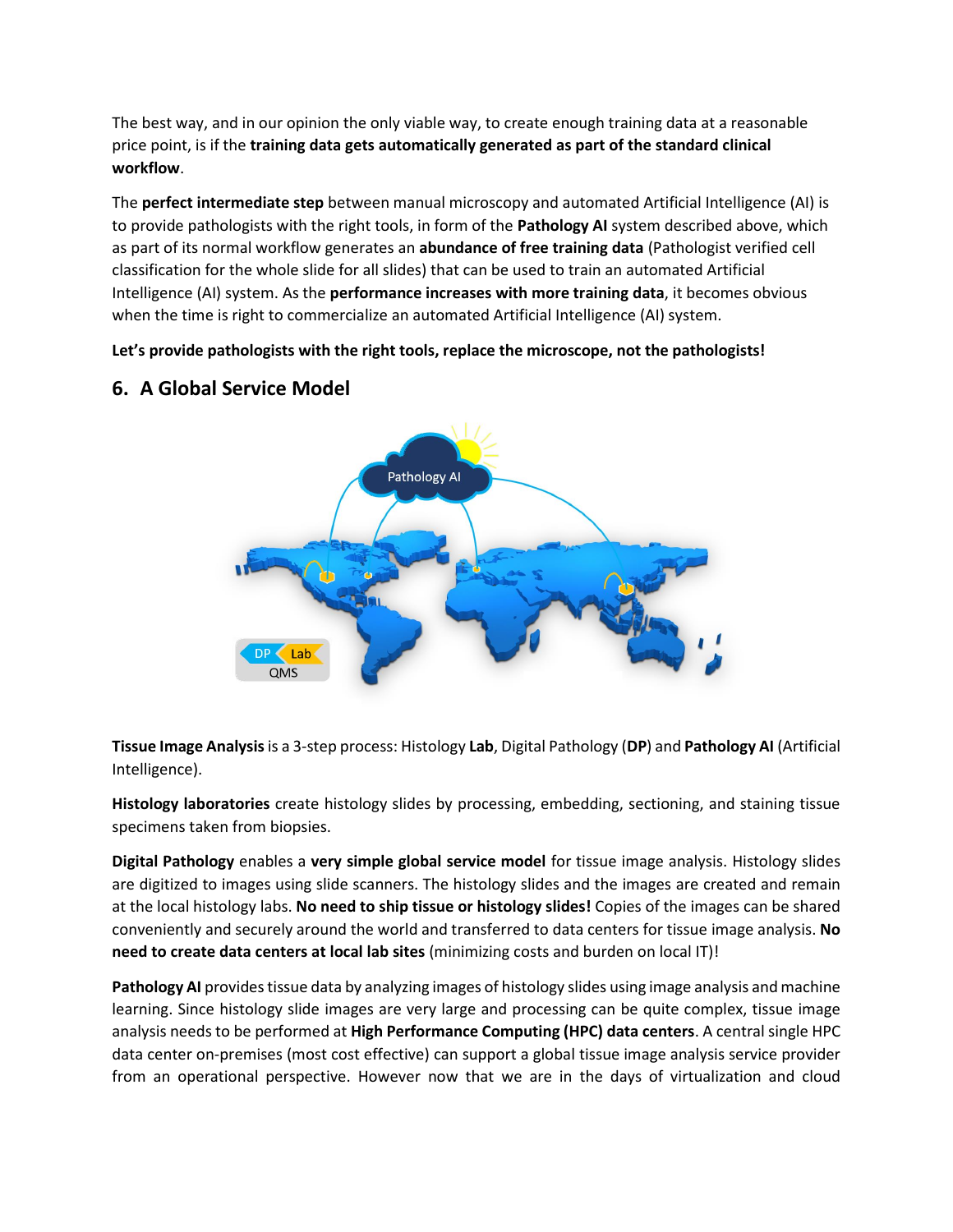The best way, and in our opinion the only viable way, to create enough training data at a reasonable price point, is if the **training data gets automatically generated as part of the standard clinical workflow**.

The **perfect intermediate step** between manual microscopy and automated Artificial Intelligence (AI) is to provide pathologists with the right tools, in form of the **Pathology AI** system described above, which as part of its normal workflow generates an **abundance of free training data** (Pathologist verified cell classification for the whole slide for all slides) that can be used to train an automated Artificial Intelligence (AI) system. As the **performance increases with more training data**, it becomes obvious when the time is right to commercialize an automated Artificial Intelligence (AI) system.

**Let's provide pathologists with the right tools, replace the microscope, not the pathologists!**

## 6. A Global Service Model

**Tissue Image Analysis** is a 3-step process: Histology **Lab**, Digital Pathology (**DP**) and **Pathology AI** (Artificial Intelligence).

**Histology laboratories** create histology slides by processing, embedding, sectioning, and staining tissue specimens taken from biopsies.

**Digital Pathology** enables a **very simple global service model** for tissue image analysis. Histology slides are digitized to images using slide scanners. The histology slides and the images are created and remain at the local histology labs. **No need to ship tissue or histology slides!** Copies of the images can be shared conveniently and securely around the world and transferred to data centers for tissue image analysis. **No need to create data centers at local lab sites** (minimizing costs and burden on local IT)!

**Pathology AI** provides tissue data by analyzing images of histology slides using image analysis and machine learning. Since histology slide images are very large and processing can be quite complex, tissue image analysis needs to be performed at **High Performance Computing (HPC) data centers**. A central single HPC data center on-premises (most cost effective) can support a global tissue image analysis service provider from an operational perspective. However now that we are in the days of virtualization and cloud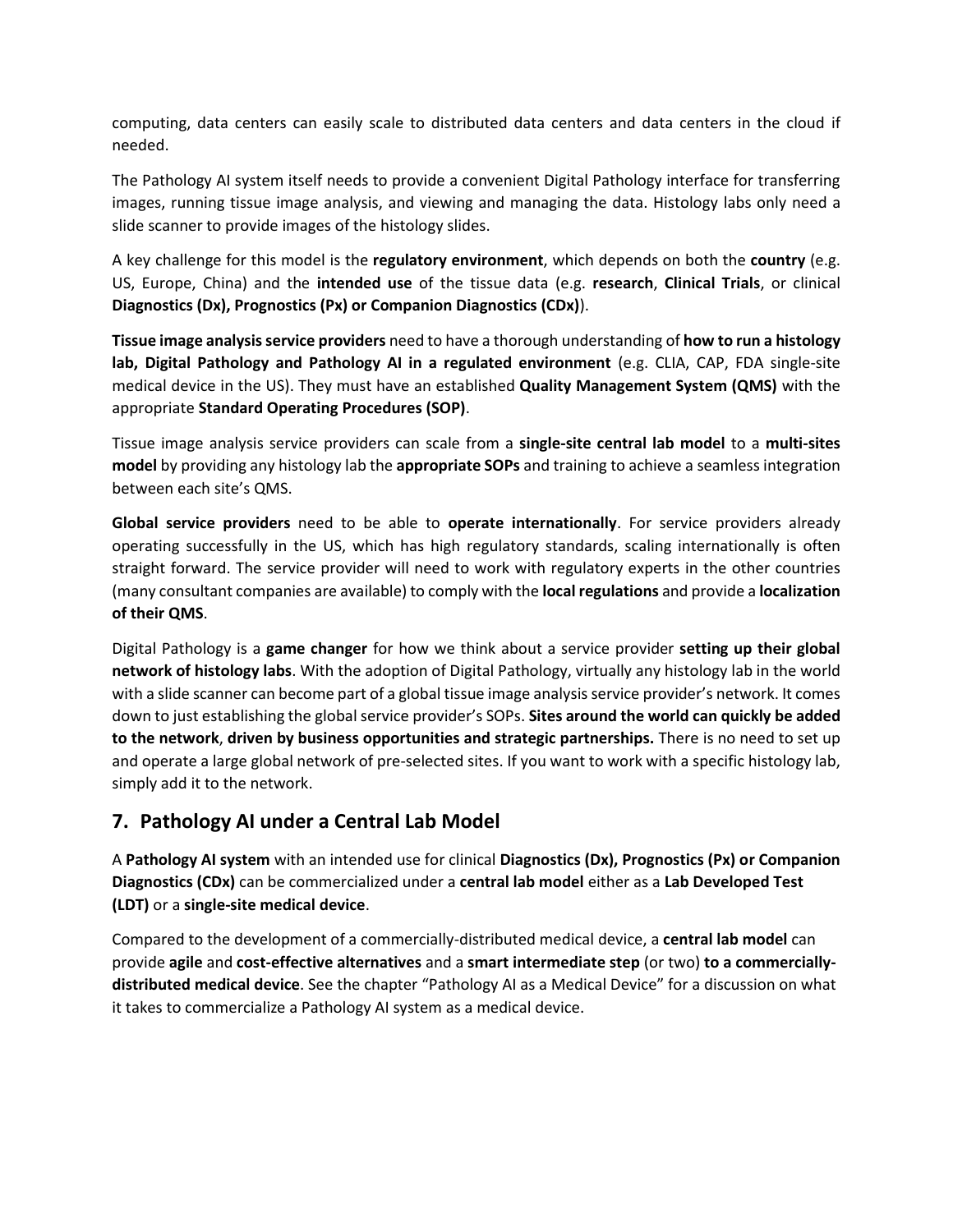computing, data centers can easily scale to distributed data centers and data centers in the cloud if needed.

The Pathology AI system itself needs to provide a convenient Digital Pathology interface for transferring images, running tissue image analysis, and viewing and managing the data. Histology labs only need a slide scanner to provide images of the histology slides.

A key challenge for this model is the **regulatory environment**, which depends on both the **country** (e.g. US, Europe, China) and the **intended use** of the tissue data (e.g. **research**, **Clinical Trials**, or clinical **Diagnostics (Dx), Prognostics (Px) or Companion Diagnostics (CDx)**).

**Tissue image analysis service providers** need to have a thorough understanding of **how to run a histology lab, Digital Pathology and Pathology AI in a regulated environment** (e.g. CLIA, CAP, FDA single-site medical device in the US). They must have an established **Quality Management System (QMS)** with the appropriate **Standard Operating Procedures (SOP)**.

Tissue image analysis service providers can scale from a **single-site central lab model** to a **multi-sites model** by providing any histology lab the **appropriate SOPs** and training to achieve a seamless integration between each site's QMS.

**Global service providers** need to be able to **operate internationally**. For service providers already operating successfully in the US, which has high regulatory standards, scaling internationally is often straight forward. The service provider will need to work with regulatory experts in the other countries (many consultant companies are available) to comply with the **local regulations** and provide a **localization of their QMS**.

Digital Pathology is a **game changer** for how we think about a service provider **setting up their global network of histology labs**. With the adoption of Digital Pathology, virtually any histology lab in the world with a slide scanner can become part of a global tissue image analysis service provider's network. It comes down to just establishing the global service provider's SOPs. **Sites around the world can quickly be added to the network**, **driven by business opportunities and strategic partnerships.** There is no need to set up and operate a large global network of pre-selected sites. If you want to work with a specific histology lab, simply add it to the network.

## 7. Pathology AI under a Central Lab Model

A **Pathology AI system** with an intended use for clinical **Diagnostics (Dx), Prognostics (Px) or Companion Diagnostics (CDx)** can be commercialized under a **central lab model** either as a **Lab Developed Test (LDT)** or a **single-site medical device**.

Compared to the development of a commercially-distributed medical device, a **central lab model** can provide **agile** and **cost-effective alternatives** and a **smart intermediate step** (or two) **to a commercially-distributed medical device**. See the chapter "Pathology AI as a Medical Device" for a discussion on what it takes to commercialize a Pathology AI system as a medical device.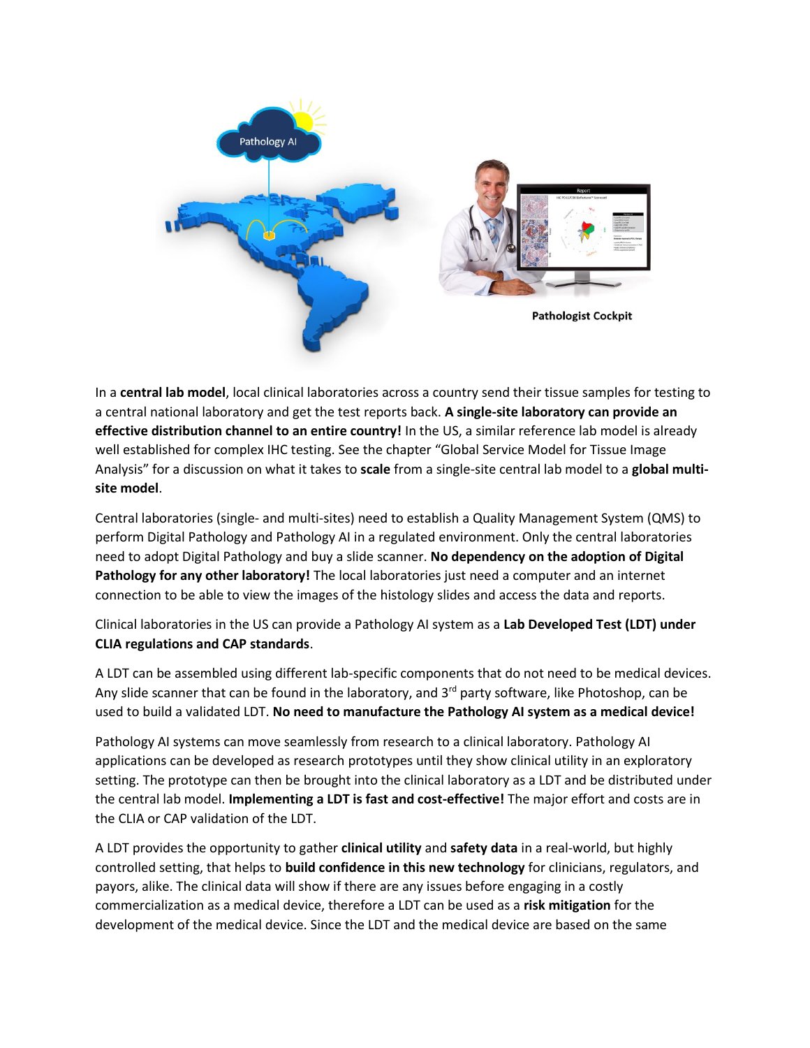Pathologist Cockpit

In a **central lab model**, local clinical laboratories across a country send their tissue samples for testing to a central national laboratory and get the test reports back. **A single-site laboratory can provide an effective distribution channel to an entire country!** In the US, a similar reference lab model is already well established for complex IHC testing. See the chapter "Global Service Model for Tissue Image Analysis" for a discussion on what it takes to **scale** from a single-site central lab model to a **global multi-site model**.

Central laboratories (single- and multi-sites) need to establish a Quality Management System (QMS) to perform Digital Pathology and Pathology AI in a regulated environment. Only the central laboratories need to adopt Digital Pathology and buy a slide scanner. **No dependency on the adoption of Digital Pathology for any other laboratory!** The local laboratories just need a computer and an internet connection to be able to view the images of the histology slides and access the data and reports.

Clinical laboratories in the US can provide a Pathology AI system as a **Lab Developed Test (LDT) under CLIA regulations and CAP standards**.

A LDT can be assembled using different lab-specific components that do not need to be medical devices. Any slide scanner that can be found in the laboratory, and 3rd party software, like Photoshop, can be used to build a validated LDT. **No need to manufacture the Pathology AI system as a medical device!**

Pathology AI systems can move seamlessly from research to a clinical laboratory. Pathology AI applications can be developed as research prototypes until they show clinical utility in an exploratory setting. The prototype can then be brought into the clinical laboratory as a LDT and be distributed under the central lab model. **Implementing a LDT is fast and cost-effective!** The major effort and costs are in the CLIA or CAP validation of the LDT.

A LDT provides the opportunity to gather **clinical utility** and **safety data** in a real-world, but highly controlled setting, that helps to **build confidence in this new technology** for clinicians, regulators, and payors, alike. The clinical data will show if there are any issues before engaging in a costly commercialization as a medical device, therefore a LDT can be used as a **risk mitigation** for the development of the medical device. Since the LDT and the medical device are based on the same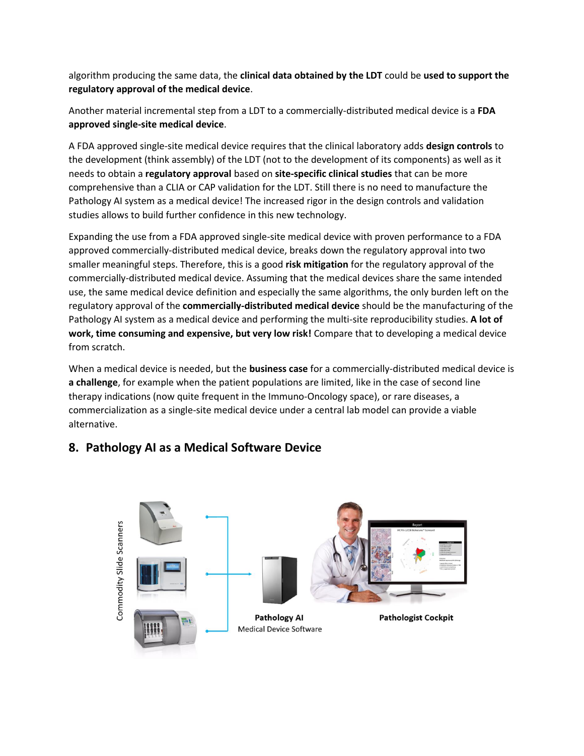algorithm producing the same data, the **clinical data obtained by the LDT** could be **used to support the regulatory approval of the medical device**.

Another material incremental step from a LDT to a commercially-distributed medical device is a **FDA approved single-site medical device**.

A FDA approved single-site medical device requires that the clinical laboratory adds **design controls** to the development (think assembly) of the LDT (not to the development of its components) as well as it needs to obtain a **regulatory approval** based on **site-specific clinical studies** that can be more comprehensive than a CLIA or CAP validation for the LDT. Still there is no need to manufacture the Pathology AI system as a medical device! The increased rigor in the design controls and validation studies allows to build further confidence in this new technology.

Expanding the use from a FDA approved single-site medical device with proven performance to a FDA approved commercially-distributed medical device, breaks down the regulatory approval into two smaller meaningful steps. Therefore, this is a good **risk mitigation** for the regulatory approval of the commercially-distributed medical device. Assuming that the medical devices share the same intended use, the same medical device definition and especially the same algorithms, the only burden left on the regulatory approval of the **commercially-distributed medical device** should be the manufacturing of the Pathology AI system as a medical device and performing the multi-site reproducibility studies. **A lot of work, time consuming and expensive, but very low risk!** Compare that to developing a medical device from scratch.

When a medical device is needed, but the **business case** for a commercially-distributed medical device is **a challenge**, for example when the patient populations are limited, like in the case of second line therapy indications (now quite frequent in the Immuno-Oncology space), or rare diseases, a commercialization as a single-site medical device under a central lab model can provide a viable alternative.

## 8. Pathology AI as a Medical Software Device

Commodity Slide Scanners

**Pathology AI**
Medical Device Software

**Pathologist Cockpit**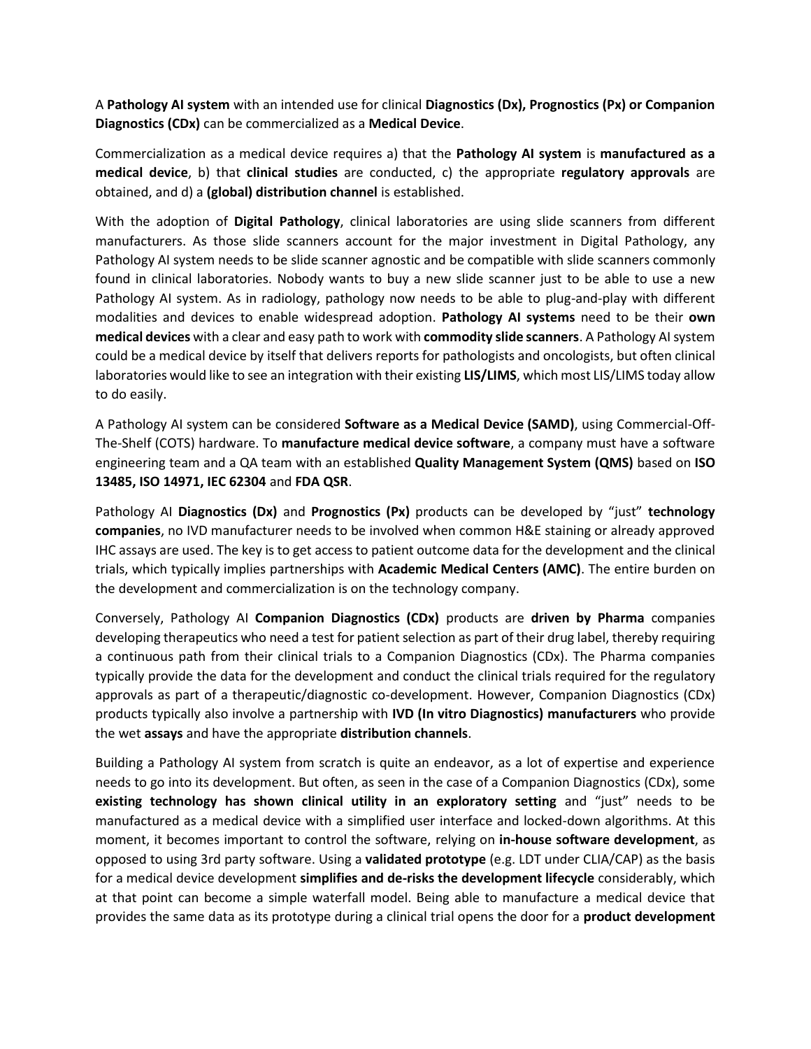A **Pathology AI system** with an intended use for clinical **Diagnostics (Dx), Prognostics (Px) or Companion Diagnostics (CDx)** can be commercialized as a **Medical Device**.

Commercialization as a medical device requires a) that the **Pathology AI system** is **manufactured as a medical device**, b) that **clinical studies** are conducted, c) the appropriate **regulatory approvals** are obtained, and d) a **(global) distribution channel** is established.

With the adoption of **Digital Pathology**, clinical laboratories are using slide scanners from different manufacturers. As those slide scanners account for the major investment in Digital Pathology, any Pathology AI system needs to be slide scanner agnostic and be compatible with slide scanners commonly found in clinical laboratories. Nobody wants to buy a new slide scanner just to be able to use a new Pathology AI system. As in radiology, pathology now needs to be able to plug-and-play with different modalities and devices to enable widespread adoption. **Pathology AI systems** need to be their **own medical devices** with a clear and easy path to work with **commodity slide scanners**. A Pathology AI system could be a medical device by itself that delivers reports for pathologists and oncologists, but often clinical laboratories would like to see an integration with their existing **LIS/LIMS**, which most LIS/LIMS today allow to do easily.

A Pathology AI system can be considered **Software as a Medical Device (SAMD)**, using Commercial-Off-The-Shelf (COTS) hardware. To **manufacture medical device software**, a company must have a software engineering team and a QA team with an established **Quality Management System (QMS)** based on **ISO 13485, ISO 14971, IEC 62304** and **FDA QSR**.

Pathology AI **Diagnostics (Dx)** and **Prognostics (Px)** products can be developed by "just" **technology companies**, no IVD manufacturer needs to be involved when common H&E staining or already approved IHC assays are used. The key is to get access to patient outcome data for the development and the clinical trials, which typically implies partnerships with **Academic Medical Centers (AMC)**. The entire burden on the development and commercialization is on the technology company.

Conversely, Pathology AI **Companion Diagnostics (CDx)** products are **driven by Pharma** companies developing therapeutics who need a test for patient selection as part of their drug label, thereby requiring a continuous path from their clinical trials to a Companion Diagnostics (CDx). The Pharma companies typically provide the data for the development and conduct the clinical trials required for the regulatory approvals as part of a therapeutic/diagnostic co-development. However, Companion Diagnostics (CDx) products typically also involve a partnership with **IVD (In vitro Diagnostics) manufacturers** who provide the wet **assays** and have the appropriate **distribution channels**.

Building a Pathology AI system from scratch is quite an endeavor, as a lot of expertise and experience needs to go into its development. But often, as seen in the case of a Companion Diagnostics (CDx), some **existing technology has shown clinical utility in an exploratory setting** and "just" needs to be manufactured as a medical device with a simplified user interface and locked-down algorithms. At this moment, it becomes important to control the software, relying on **in-house software development**, as opposed to using 3rd party software. Using a **validated prototype** (e.g. LDT under CLIA/CAP) as the basis for a medical device development **simplifies and de-risks the development lifecycle** considerably, which at that point can become a simple waterfall model. Being able to manufacture a medical device that provides the same data as its prototype during a clinical trial opens the door for a **product development**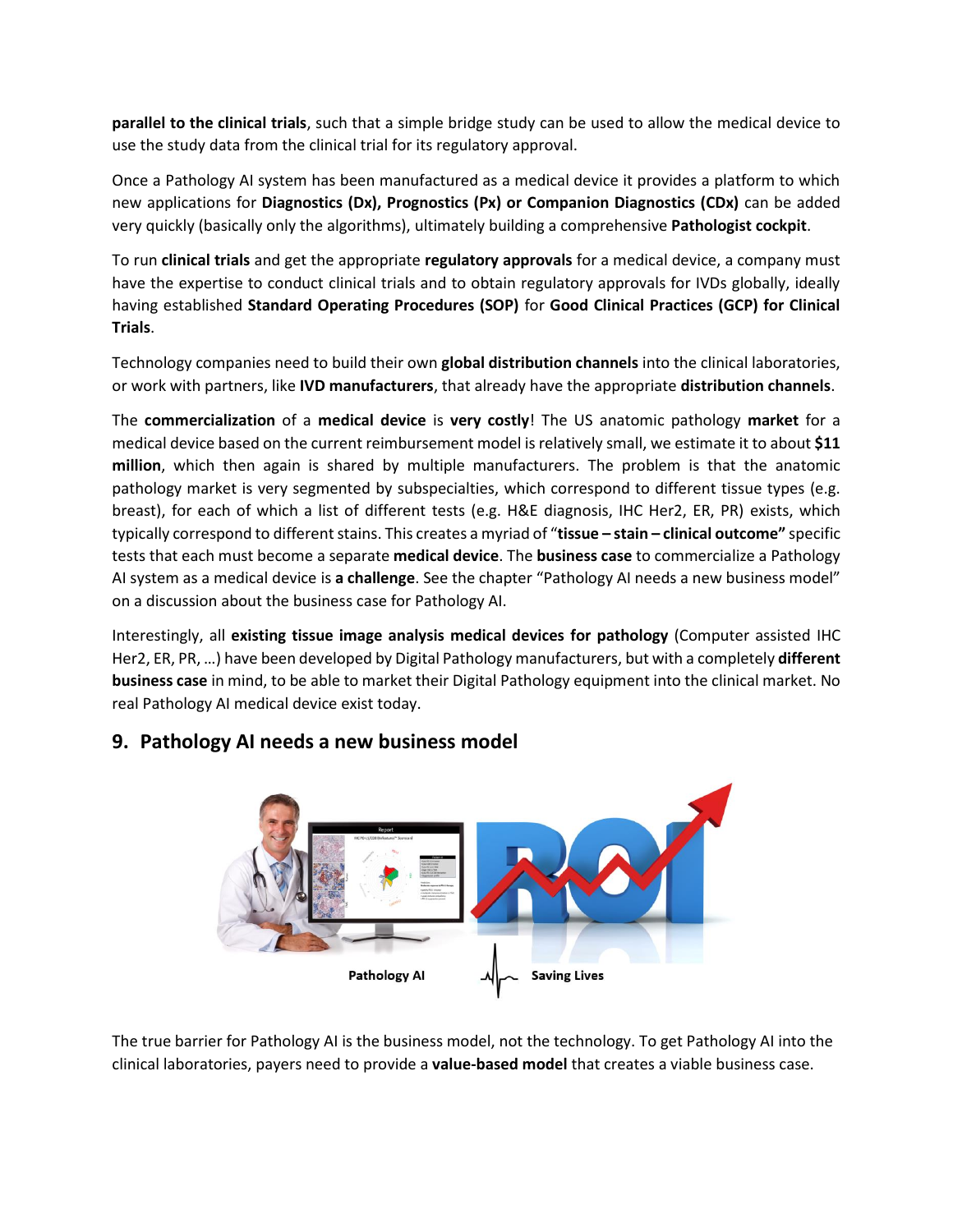**parallel to the clinical trials**, such that a simple bridge study can be used to allow the medical device to use the study data from the clinical trial for its regulatory approval.

Once a Pathology AI system has been manufactured as a medical device it provides a platform to which new applications for **Diagnostics (Dx), Prognostics (Px) or Companion Diagnostics (CDx)** can be added very quickly (basically only the algorithms), ultimately building a comprehensive **Pathologist cockpit**.

To run **clinical trials** and get the appropriate **regulatory approvals** for a medical device, a company must have the expertise to conduct clinical trials and to obtain regulatory approvals for IVDs globally, ideally having established **Standard Operating Procedures (SOP)** for **Good Clinical Practices (GCP) for Clinical Trials**.

Technology companies need to build their own **global distribution channels** into the clinical laboratories, or work with partners, like **IVD manufacturers**, that already have the appropriate **distribution channels**.

The **commercialization** of a **medical device** is **very costly**! The US anatomic pathology **market** for a medical device based on the current reimbursement model is relatively small, we estimate it to about **$11 million**, which then again is shared by multiple manufacturers. The problem is that the anatomic pathology market is very segmented by subspecialties, which correspond to different tissue types (e.g. breast), for each of which a list of different tests (e.g. H&E diagnosis, IHC Her2, ER, PR) exists, which typically correspond to different stains. This creates a myriad of "**tissue – stain – clinical outcome"** specific tests that each must become a separate **medical device**. The **business case** to commercialize a Pathology AI system as a medical device is **a challenge**. See the chapter "Pathology AI needs a new business model" on a discussion about the business case for Pathology AI.

Interestingly, all **existing tissue image analysis medical devices for pathology** (Computer assisted IHC Her2, ER, PR, …) have been developed by Digital Pathology manufacturers, but with a completely **different business case** in mind, to be able to market their Digital Pathology equipment into the clinical market. No real Pathology AI medical device exist today.

## 9. Pathology AI needs a new business model

Pathology AI — Saving Lives

The true barrier for Pathology AI is the business model, not the technology. To get Pathology AI into the clinical laboratories, payers need to provide a **value-based model** that creates a viable business case.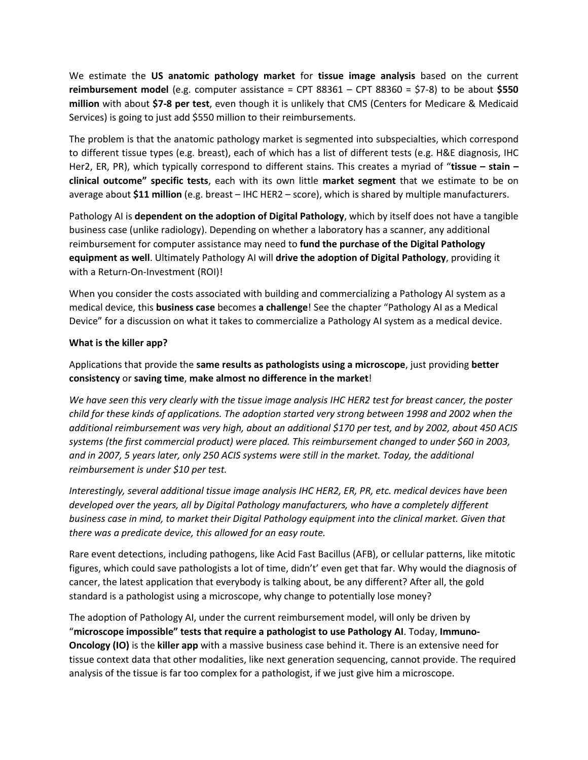We estimate the **US anatomic pathology market** for **tissue image analysis** based on the current **reimbursement model** (e.g. computer assistance = CPT 88361 – CPT 88360 = $7-8) to be about **$550 million** with about **$7-8 per test**, even though it is unlikely that CMS (Centers for Medicare & Medicaid Services) is going to just add $550 million to their reimbursements.

The problem is that the anatomic pathology market is segmented into subspecialties, which correspond to different tissue types (e.g. breast), each of which has a list of different tests (e.g. H&E diagnosis, IHC Her2, ER, PR), which typically correspond to different stains. This creates a myriad of "**tissue – stain – clinical outcome" specific tests**, each with its own little **market segment** that we estimate to be on average about **$11 million** (e.g. breast – IHC HER2 – score), which is shared by multiple manufacturers.

Pathology AI is **dependent on the adoption of Digital Pathology**, which by itself does not have a tangible business case (unlike radiology). Depending on whether a laboratory has a scanner, any additional reimbursement for computer assistance may need to **fund the purchase of the Digital Pathology equipment as well**. Ultimately Pathology AI will **drive the adoption of Digital Pathology**, providing it with a Return-On-Investment (ROI)!

When you consider the costs associated with building and commercializing a Pathology AI system as a medical device, this **business case** becomes **a challenge**! See the chapter "Pathology AI as a Medical Device" for a discussion on what it takes to commercialize a Pathology AI system as a medical device.

**What is the killer app?**

Applications that provide the **same results as pathologists using a microscope**, just providing **better consistency** or **saving time**, **make almost no difference in the market**!

*We have seen this very clearly with the tissue image analysis IHC HER2 test for breast cancer, the poster child for these kinds of applications. The adoption started very strong between 1998 and 2002 when the additional reimbursement was very high, about an additional $170 per test, and by 2002, about 450 ACIS systems (the first commercial product) were placed. This reimbursement changed to under $60 in 2003, and in 2007, 5 years later, only 250 ACIS systems were still in the market. Today, the additional reimbursement is under $10 per test.*

*Interestingly, several additional tissue image analysis IHC HER2, ER, PR, etc. medical devices have been developed over the years, all by Digital Pathology manufacturers, who have a completely different business case in mind, to market their Digital Pathology equipment into the clinical market. Given that there was a predicate device, this allowed for an easy route.*

Rare event detections, including pathogens, like Acid Fast Bacillus (AFB), or cellular patterns, like mitotic figures, which could save pathologists a lot of time, didn't' even get that far. Why would the diagnosis of cancer, the latest application that everybody is talking about, be any different? After all, the gold standard is a pathologist using a microscope, why change to potentially lose money?

The adoption of Pathology AI, under the current reimbursement model, will only be driven by "**microscope impossible" tests that require a pathologist to use Pathology AI**. Today, **Immuno-Oncology (IO)** is the **killer app** with a massive business case behind it. There is an extensive need for tissue context data that other modalities, like next generation sequencing, cannot provide. The required analysis of the tissue is far too complex for a pathologist, if we just give him a microscope.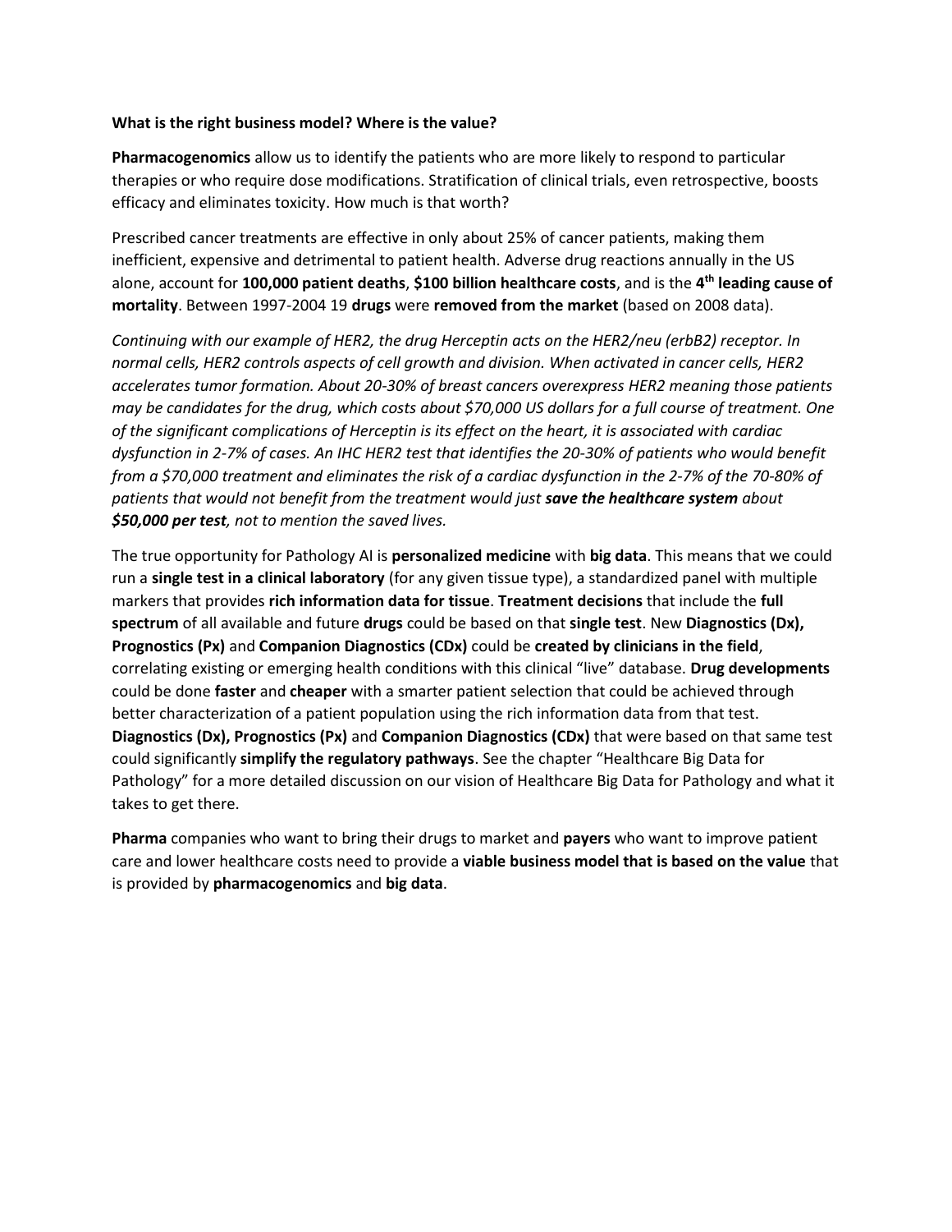**What is the right business model? Where is the value?**

**Pharmacogenomics** allow us to identify the patients who are more likely to respond to particular therapies or who require dose modifications. Stratification of clinical trials, even retrospective, boosts efficacy and eliminates toxicity. How much is that worth?

Prescribed cancer treatments are effective in only about 25% of cancer patients, making them inefficient, expensive and detrimental to patient health. Adverse drug reactions annually in the US alone, account for **100,000 patient deaths**, **$100 billion healthcare costs**, and is the **4th leading cause of mortality**. Between 1997-2004 19 **drugs** were **removed from the market** (based on 2008 data).

*Continuing with our example of HER2, the drug Herceptin acts on the HER2/neu (erbB2) receptor. In normal cells, HER2 controls aspects of cell growth and division. When activated in cancer cells, HER2 accelerates tumor formation. About 20-30% of breast cancers overexpress HER2 meaning those patients may be candidates for the drug, which costs about $70,000 US dollars for a full course of treatment. One of the significant complications of Herceptin is its effect on the heart, it is associated with cardiac dysfunction in 2-7% of cases. An IHC HER2 test that identifies the 20-30% of patients who would benefit from a $70,000 treatment and eliminates the risk of a cardiac dysfunction in the 2-7% of the 70-80% of patients that would not benefit from the treatment would just **save the healthcare system** about **$50,000 per test**, not to mention the saved lives.*

The true opportunity for Pathology AI is **personalized medicine** with **big data**. This means that we could run a **single test in a clinical laboratory** (for any given tissue type), a standardized panel with multiple markers that provides **rich information data for tissue**. **Treatment decisions** that include the **full spectrum** of all available and future **drugs** could be based on that **single test**. New **Diagnostics (Dx), Prognostics (Px)** and **Companion Diagnostics (CDx)** could be **created by clinicians in the field**, correlating existing or emerging health conditions with this clinical "live" database. **Drug developments** could be done **faster** and **cheaper** with a smarter patient selection that could be achieved through better characterization of a patient population using the rich information data from that test. **Diagnostics (Dx), Prognostics (Px)** and **Companion Diagnostics (CDx)** that were based on that same test could significantly **simplify the regulatory pathways**. See the chapter "Healthcare Big Data for Pathology" for a more detailed discussion on our vision of Healthcare Big Data for Pathology and what it takes to get there.

**Pharma** companies who want to bring their drugs to market and **payers** who want to improve patient care and lower healthcare costs need to provide a **viable business model that is based on the value** that is provided by **pharmacogenomics** and **big data**.